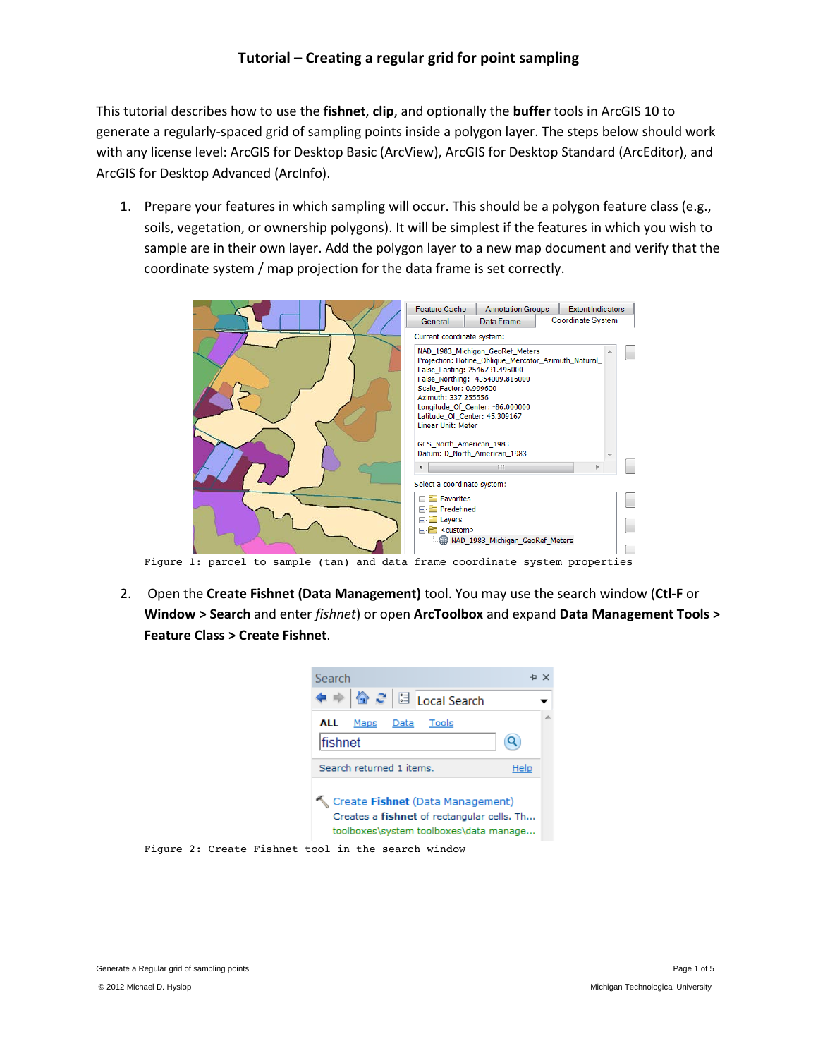# Tutorial – Creating a regular grid for point sampling

This tutorial describes how to use the **fishnet**, **clip**, and optionally the **buffer** tools in ArcGIS 10 to generate a regularly-spaced grid of sampling points inside a polygon layer. The steps below should work with any license level: ArcGIS for Desktop Basic (ArcView), ArcGIS for Desktop Standard (ArcEditor), and ArcGIS for Desktop Advanced (ArcInfo).

1. Prepare your features in which sampling will occur. This should be a polygon feature class (e.g., soils, vegetation, or ownership polygons). It will be simplest if the features in which you wish to sample are in their own layer. Add the polygon layer to a new map document and verify that the coordinate system / map projection for the data frame is set correctly.

Figure 1: parcel to sample (tan) and data frame coordinate system properties

2. Open the **Create Fishnet (Data Management)** tool. You may use the search window (**Ctl-F** or **Window > Search** and enter *fishnet*) or open **ArcToolbox** and expand **Data Management Tools > Feature Class > Create Fishnet**.

Figure 2: Create Fishnet tool in the search window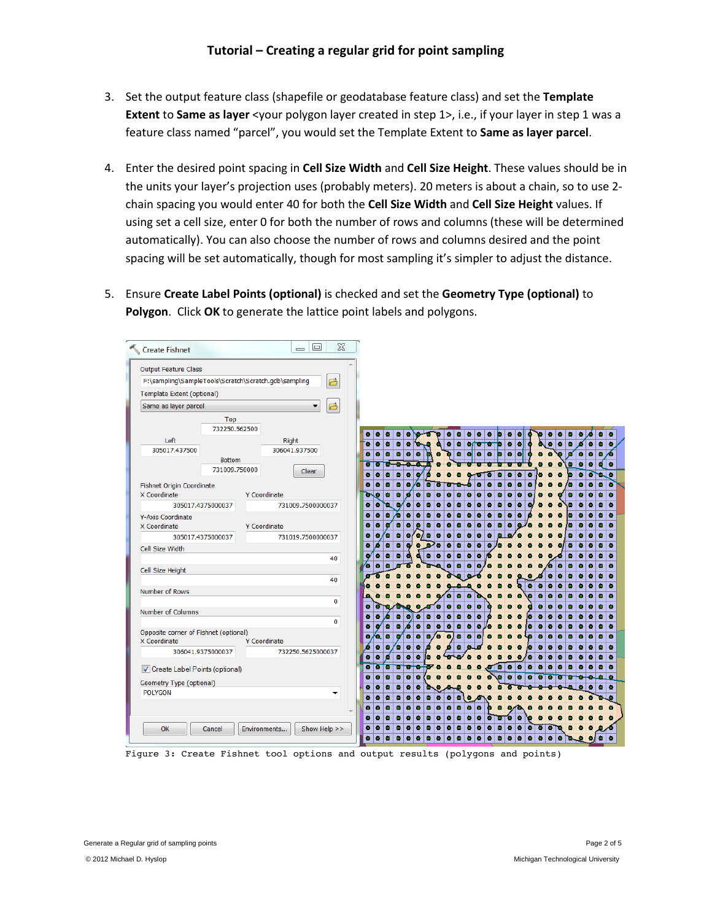## Tutorial – Creating a regular grid for point sampling

3. Set the output feature class (shapefile or geodatabase feature class) and set the **Template Extent** to **Same as layer** <your polygon layer created in step 1>, i.e., if your layer in step 1 was a feature class named "parcel", you would set the Template Extent to **Same as layer parcel**.

4. Enter the desired point spacing in **Cell Size Width** and **Cell Size Height**. These values should be in the units your layer's projection uses (probably meters). 20 meters is about a chain, so to use 2-chain spacing you would enter 40 for both the **Cell Size Width** and **Cell Size Height** values. If using set a cell size, enter 0 for both the number of rows and columns (these will be determined automatically). You can also choose the number of rows and columns desired and the point spacing will be set automatically, though for most sampling it's simpler to adjust the distance.

5. Ensure **Create Label Points (optional)** is checked and set the **Geometry Type (optional)** to **Polygon**. Click **OK** to generate the lattice point labels and polygons.

```
Figure 3: Create Fishnet tool options and output results (polygons and points)
```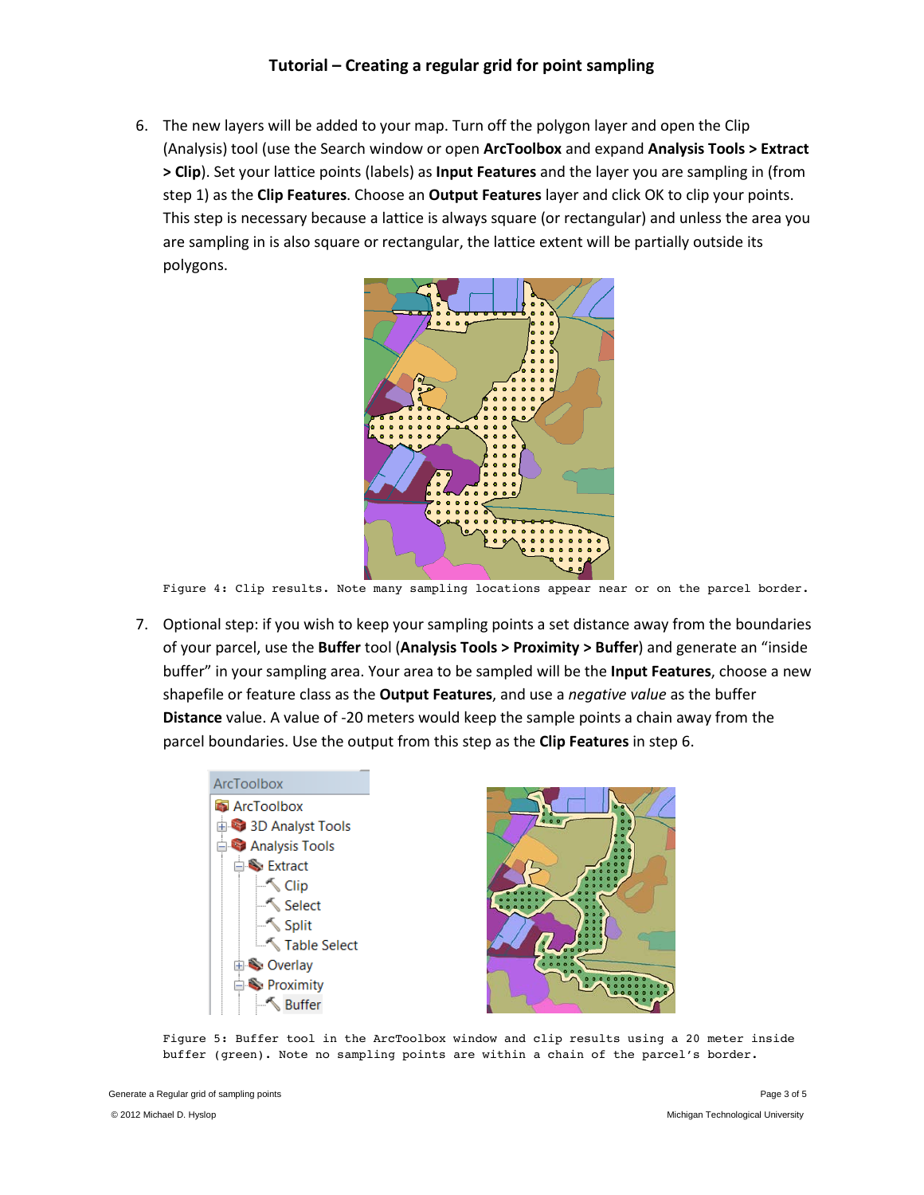6. The new layers will be added to your map. Turn off the polygon layer and open the Clip (Analysis) tool (use the Search window or open **ArcToolbox** and expand **Analysis Tools > Extract > Clip**). Set your lattice points (labels) as **Input Features** and the layer you are sampling in (from step 1) as the **Clip Features**. Choose an **Output Features** layer and click OK to clip your points. This step is necessary because a lattice is always square (or rectangular) and unless the area you are sampling in is also square or rectangular, the lattice extent will be partially outside its polygons.

Figure 4: Clip results. Note many sampling locations appear near or on the parcel border.

7. Optional step: if you wish to keep your sampling points a set distance away from the boundaries of your parcel, use the **Buffer** tool (**Analysis Tools > Proximity > Buffer**) and generate an "inside buffer" in your sampling area. Your area to be sampled will be the **Input Features**, choose a new shapefile or feature class as the **Output Features**, and use a *negative value* as the buffer **Distance** value. A value of -20 meters would keep the sample points a chain away from the parcel boundaries. Use the output from this step as the **Clip Features** in step 6.

Figure 5: Buffer tool in the ArcToolbox window and clip results using a 20 meter inside buffer (green). Note no sampling points are within a chain of the parcel's border.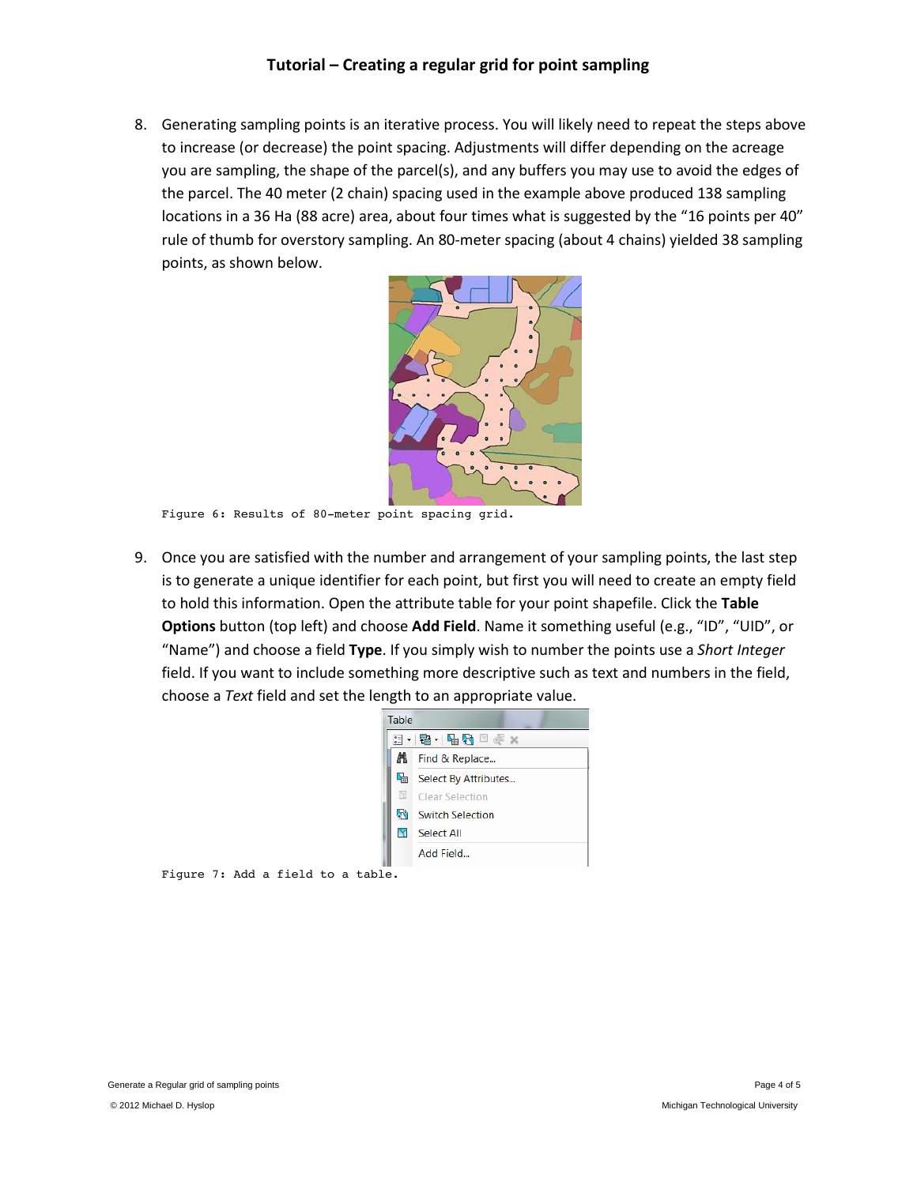## Tutorial – Creating a regular grid for point sampling

8. Generating sampling points is an iterative process. You will likely need to repeat the steps above to increase (or decrease) the point spacing. Adjustments will differ depending on the acreage you are sampling, the shape of the parcel(s), and any buffers you may use to avoid the edges of the parcel. The 40 meter (2 chain) spacing used in the example above produced 138 sampling locations in a 36 Ha (88 acre) area, about four times what is suggested by the "16 points per 40" rule of thumb for overstory sampling. An 80-meter spacing (about 4 chains) yielded 38 sampling points, as shown below.

Figure 6: Results of 80-meter point spacing grid.

9. Once you are satisfied with the number and arrangement of your sampling points, the last step is to generate a unique identifier for each point, but first you will need to create an empty field to hold this information. Open the attribute table for your point shapefile. Click the **Table Options** button (top left) and choose **Add Field**. Name it something useful (e.g., "ID", "UID", or "Name") and choose a field **Type**. If you simply wish to number the points use a *Short Integer* field. If you want to include something more descriptive such as text and numbers in the field, choose a *Text* field and set the length to an appropriate value.

Figure 7: Add a field to a table.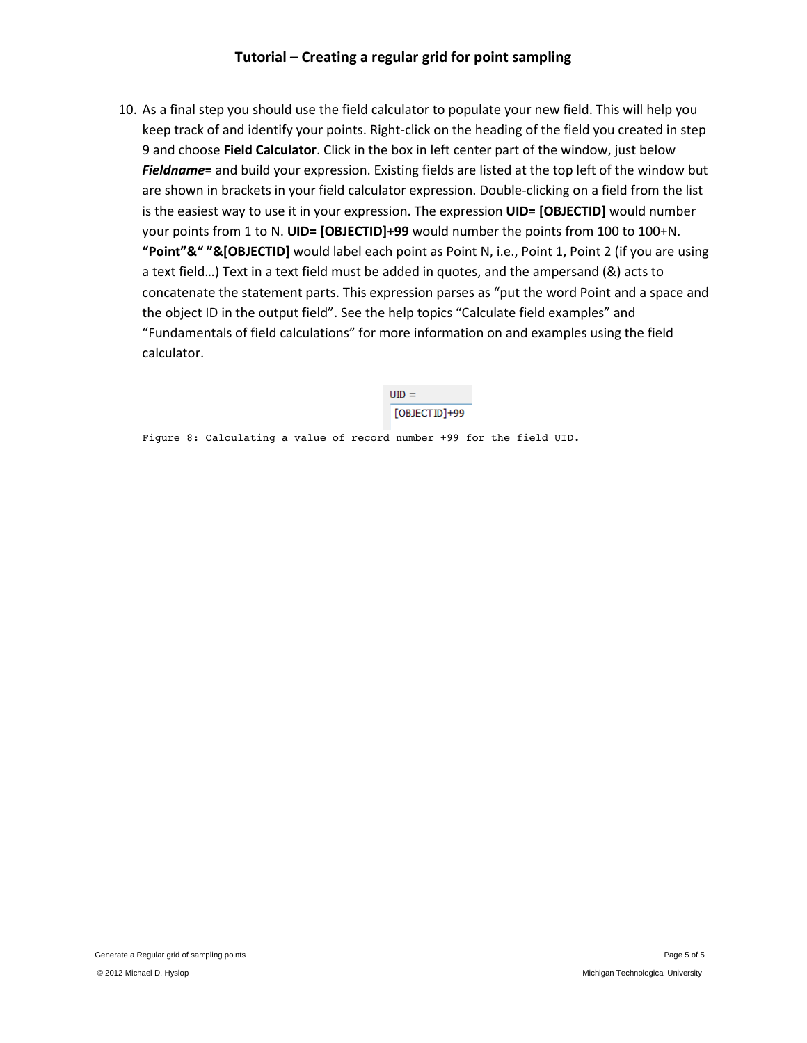10. As a final step you should use the field calculator to populate your new field. This will help you keep track of and identify your points. Right-click on the heading of the field you created in step 9 and choose **Field Calculator**. Click in the box in left center part of the window, just below ***Fieldname*=** and build your expression. Existing fields are listed at the top left of the window but are shown in brackets in your field calculator expression. Double-clicking on a field from the list is the easiest way to use it in your expression. The expression **UID= [OBJECTID]** would number your points from 1 to N. **UID= [OBJECTID]+99** would number the points from 100 to 100+N. **"Point"&" "&[OBJECTID]** would label each point as Point N, i.e., Point 1, Point 2 (if you are using a text field…) Text in a text field must be added in quotes, and the ampersand (&) acts to concatenate the statement parts. This expression parses as "put the word Point and a space and the object ID in the output field". See the help topics "Calculate field examples" and "Fundamentals of field calculations" for more information on and examples using the field calculator.

UID =

[OBJECTID]+99

Figure 8: Calculating a value of record number +99 for the field UID.